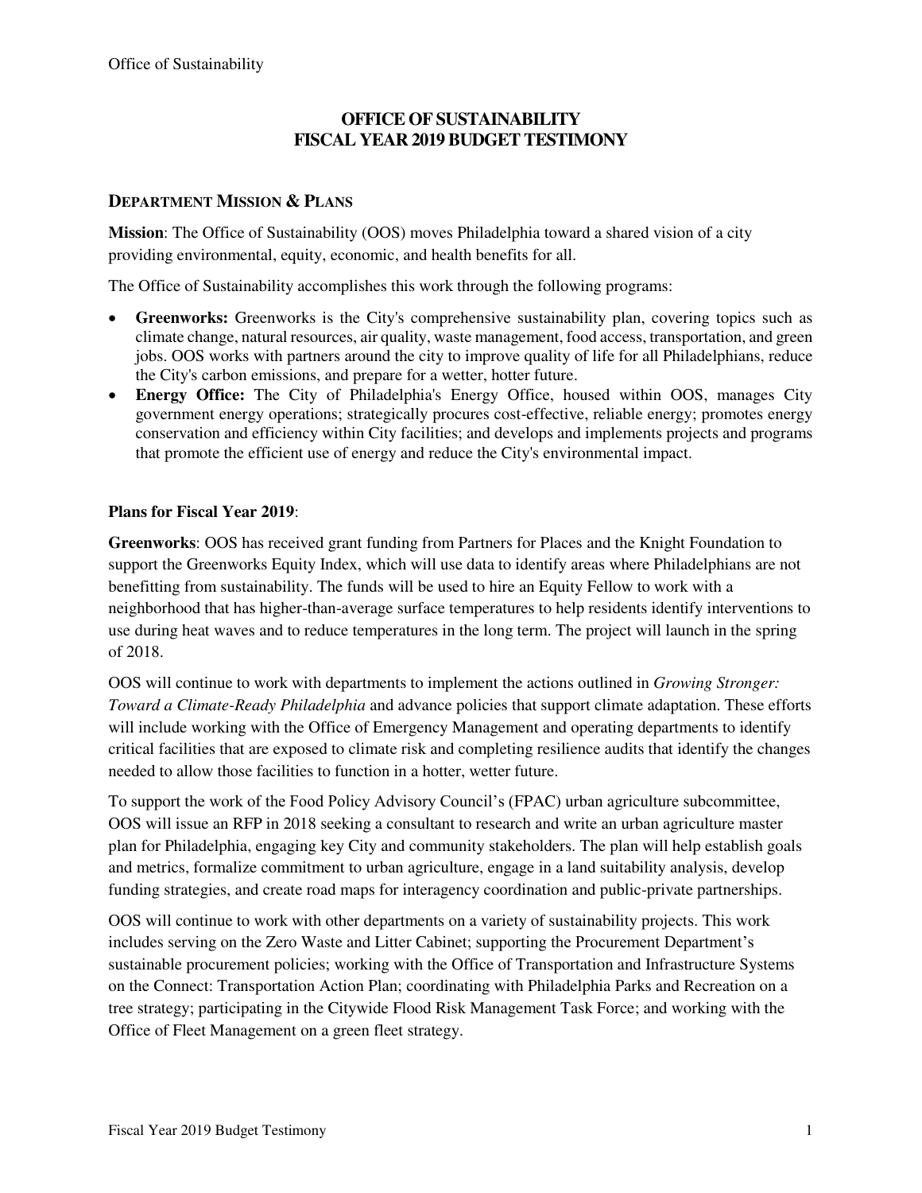# OFFICE OF SUSTAINABILITY
# FISCAL YEAR 2019 BUDGET TESTIMONY

## DEPARTMENT MISSION & PLANS

**Mission**: The Office of Sustainability (OOS) moves Philadelphia toward a shared vision of a city providing environmental, equity, economic, and health benefits for all.

The Office of Sustainability accomplishes this work through the following programs:

- **Greenworks:** Greenworks is the City's comprehensive sustainability plan, covering topics such as climate change, natural resources, air quality, waste management, food access, transportation, and green jobs. OOS works with partners around the city to improve quality of life for all Philadelphians, reduce the City's carbon emissions, and prepare for a wetter, hotter future.
- **Energy Office:** The City of Philadelphia's Energy Office, housed within OOS, manages City government energy operations; strategically procures cost-effective, reliable energy; promotes energy conservation and efficiency within City facilities; and develops and implements projects and programs that promote the efficient use of energy and reduce the City's environmental impact.

**Plans for Fiscal Year 2019**:

**Greenworks**: OOS has received grant funding from Partners for Places and the Knight Foundation to support the Greenworks Equity Index, which will use data to identify areas where Philadelphians are not benefitting from sustainability. The funds will be used to hire an Equity Fellow to work with a neighborhood that has higher-than-average surface temperatures to help residents identify interventions to use during heat waves and to reduce temperatures in the long term. The project will launch in the spring of 2018.

OOS will continue to work with departments to implement the actions outlined in *Growing Stronger: Toward a Climate-Ready Philadelphia* and advance policies that support climate adaptation. These efforts will include working with the Office of Emergency Management and operating departments to identify critical facilities that are exposed to climate risk and completing resilience audits that identify the changes needed to allow those facilities to function in a hotter, wetter future.

To support the work of the Food Policy Advisory Council's (FPAC) urban agriculture subcommittee, OOS will issue an RFP in 2018 seeking a consultant to research and write an urban agriculture master plan for Philadelphia, engaging key City and community stakeholders. The plan will help establish goals and metrics, formalize commitment to urban agriculture, engage in a land suitability analysis, develop funding strategies, and create road maps for interagency coordination and public-private partnerships.

OOS will continue to work with other departments on a variety of sustainability projects. This work includes serving on the Zero Waste and Litter Cabinet; supporting the Procurement Department's sustainable procurement policies; working with the Office of Transportation and Infrastructure Systems on the Connect: Transportation Action Plan; coordinating with Philadelphia Parks and Recreation on a tree strategy; participating in the Citywide Flood Risk Management Task Force; and working with the Office of Fleet Management on a green fleet strategy.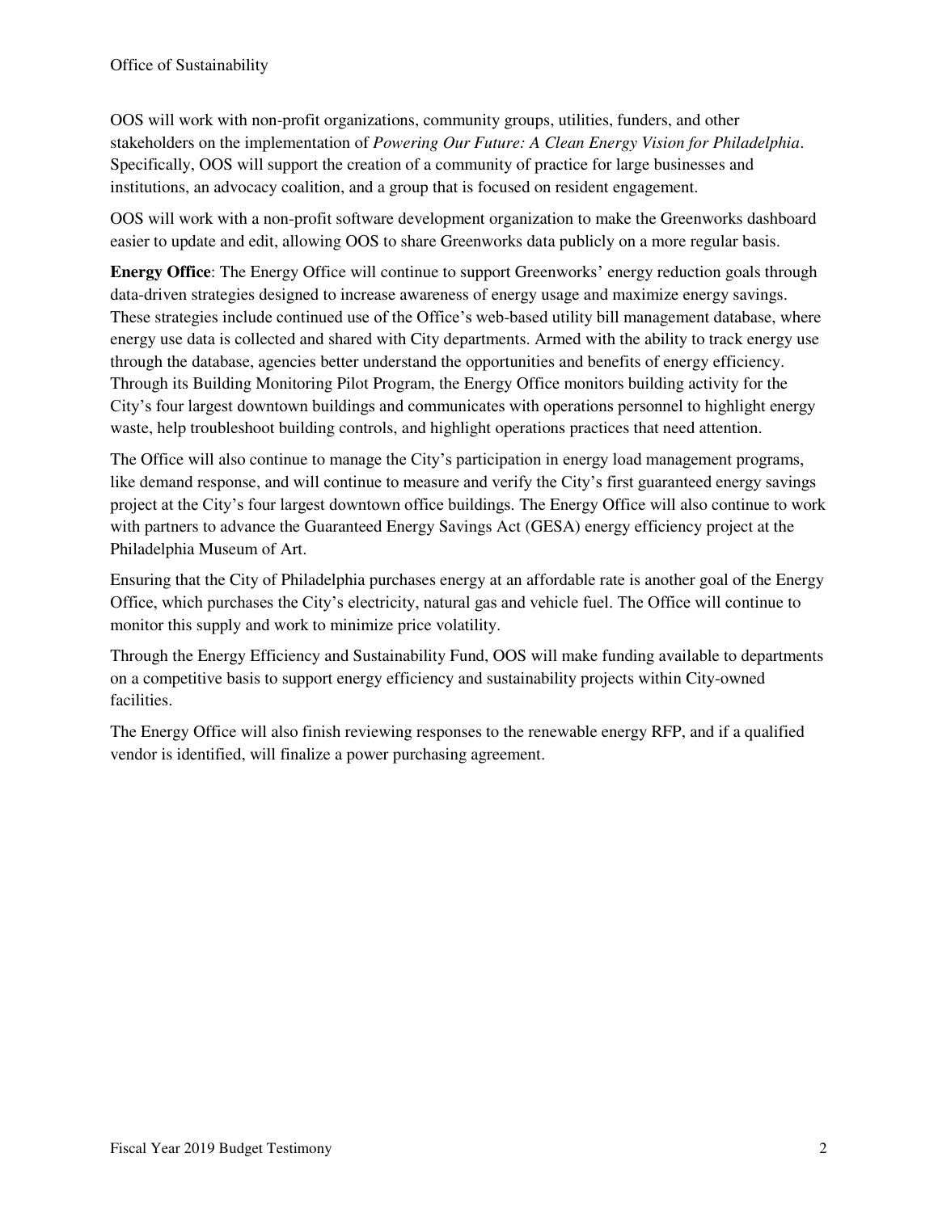OOS will work with non-profit organizations, community groups, utilities, funders, and other stakeholders on the implementation of *Powering Our Future: A Clean Energy Vision for Philadelphia*. Specifically, OOS will support the creation of a community of practice for large businesses and institutions, an advocacy coalition, and a group that is focused on resident engagement.

OOS will work with a non-profit software development organization to make the Greenworks dashboard easier to update and edit, allowing OOS to share Greenworks data publicly on a more regular basis.

**Energy Office**: The Energy Office will continue to support Greenworks' energy reduction goals through data-driven strategies designed to increase awareness of energy usage and maximize energy savings. These strategies include continued use of the Office's web-based utility bill management database, where energy use data is collected and shared with City departments. Armed with the ability to track energy use through the database, agencies better understand the opportunities and benefits of energy efficiency. Through its Building Monitoring Pilot Program, the Energy Office monitors building activity for the City's four largest downtown buildings and communicates with operations personnel to highlight energy waste, help troubleshoot building controls, and highlight operations practices that need attention.

The Office will also continue to manage the City's participation in energy load management programs, like demand response, and will continue to measure and verify the City's first guaranteed energy savings project at the City's four largest downtown office buildings. The Energy Office will also continue to work with partners to advance the Guaranteed Energy Savings Act (GESA) energy efficiency project at the Philadelphia Museum of Art.

Ensuring that the City of Philadelphia purchases energy at an affordable rate is another goal of the Energy Office, which purchases the City's electricity, natural gas and vehicle fuel. The Office will continue to monitor this supply and work to minimize price volatility.

Through the Energy Efficiency and Sustainability Fund, OOS will make funding available to departments on a competitive basis to support energy efficiency and sustainability projects within City-owned facilities.

The Energy Office will also finish reviewing responses to the renewable energy RFP, and if a qualified vendor is identified, will finalize a power purchasing agreement.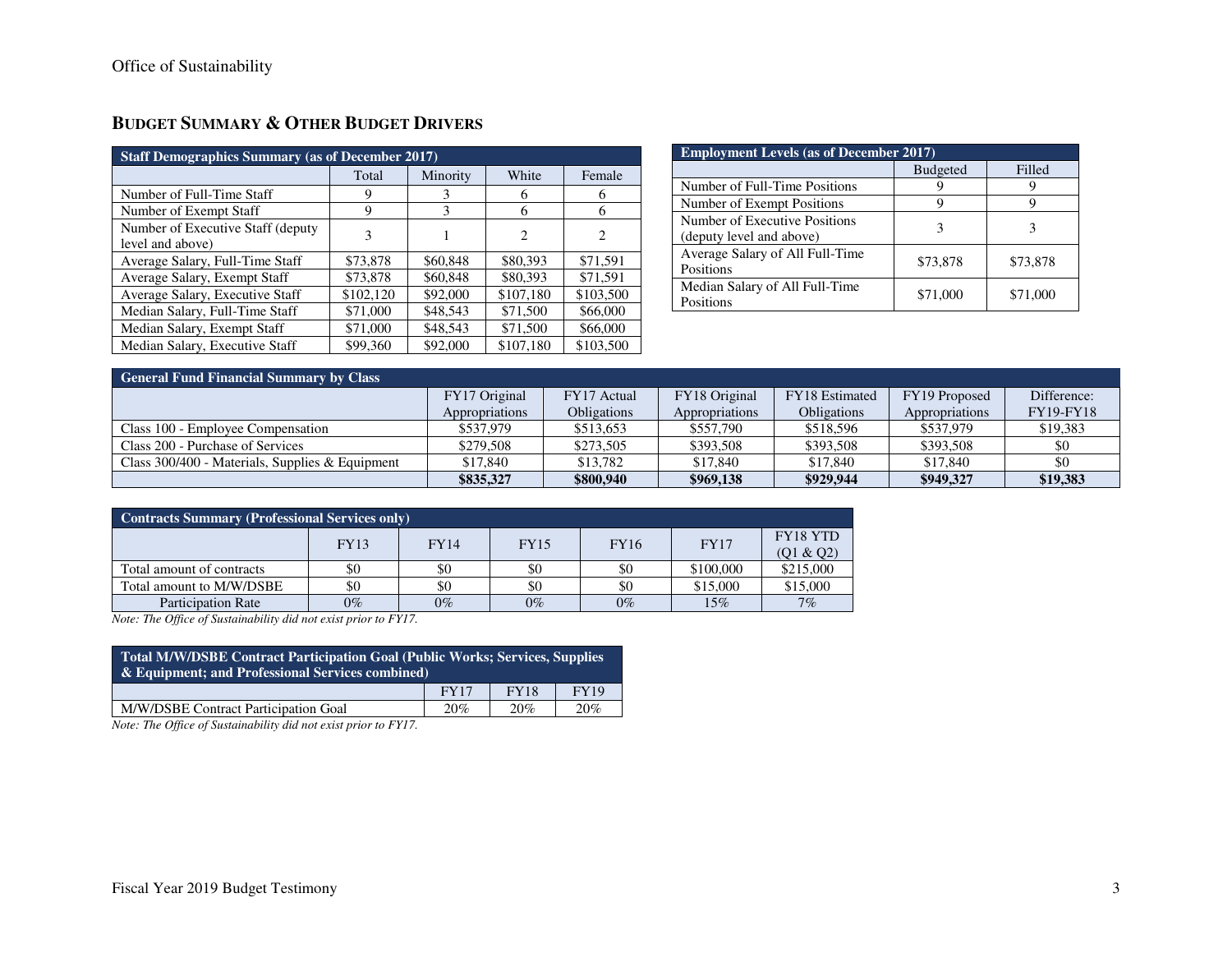## Budget Summary & Other Budget Drivers

| Staff Demographics Summary (as of December 2017) | | | | |
|---|---|---|---|---|
| | Total | Minority | White | Female |
| Number of Full-Time Staff | 9 | 3 | 6 | 6 |
| Number of Exempt Staff | 9 | 3 | 6 | 6 |
| Number of Executive Staff (deputy level and above) | 3 | 1 | 2 | 2 |
| Average Salary, Full-Time Staff | $73,878 | $60,848 | $80,393 | $71,591 |
| Average Salary, Exempt Staff | $73,878 | $60,848 | $80,393 | $71,591 |
| Average Salary, Executive Staff | $102,120 | $92,000 | $107,180 | $103,500 |
| Median Salary, Full-Time Staff | $71,000 | $48,543 | $71,500 | $66,000 |
| Median Salary, Exempt Staff | $71,000 | $48,543 | $71,500 | $66,000 |
| Median Salary, Executive Staff | $99,360 | $92,000 | $107,180 | $103,500 |

| Employment Levels (as of December 2017) | | |
|---|---|---|
| | Budgeted | Filled |
| Number of Full-Time Positions | 9 | 9 |
| Number of Exempt Positions | 9 | 9 |
| Number of Executive Positions (deputy level and above) | 3 | 3 |
| Average Salary of All Full-Time Positions | $73,878 | $73,878 |
| Median Salary of All Full-Time Positions | $71,000 | $71,000 |

| General Fund Financial Summary by Class | | | | | | |
|---|---|---|---|---|---|---|
| | FY17 Original Appropriations | FY17 Actual Obligations | FY18 Original Appropriations | FY18 Estimated Obligations | FY19 Proposed Appropriations | Difference: FY19-FY18 |
| Class 100 - Employee Compensation | $537,979 | $513,653 | $557,790 | $518,596 | $537,979 | $19,383 |
| Class 200 - Purchase of Services | $279,508 | $273,505 | $393,508 | $393,508 | $393,508 | $0 |
| Class 300/400 - Materials, Supplies & Equipment | $17,840 | $13,782 | $17,840 | $17,840 | $17,840 | $0 |
| | **$835,327** | **$800,940** | **$969,138** | **$929,944** | **$949,327** | **$19,383** |

| Contracts Summary (Professional Services only) | | | | | | |
|---|---|---|---|---|---|---|
| | FY13 | FY14 | FY15 | FY16 | FY17 | FY18 YTD (Q1 & Q2) |
| Total amount of contracts | $0 | $0 | $0 | $0 | $100,000 | $215,000 |
| Total amount to M/W/DSBE | $0 | $0 | $0 | $0 | $15,000 | $15,000 |
| Participation Rate | 0% | 0% | 0% | 0% | 15% | 7% |

*Note: The Office of Sustainability did not exist prior to FY17.*

| Total M/W/DSBE Contract Participation Goal (Public Works; Services, Supplies & Equipment; and Professional Services combined) | | | |
|---|---|---|---|
| | FY17 | FY18 | FY19 |
| M/W/DSBE Contract Participation Goal | 20% | 20% | 20% |

*Note: The Office of Sustainability did not exist prior to FY17.*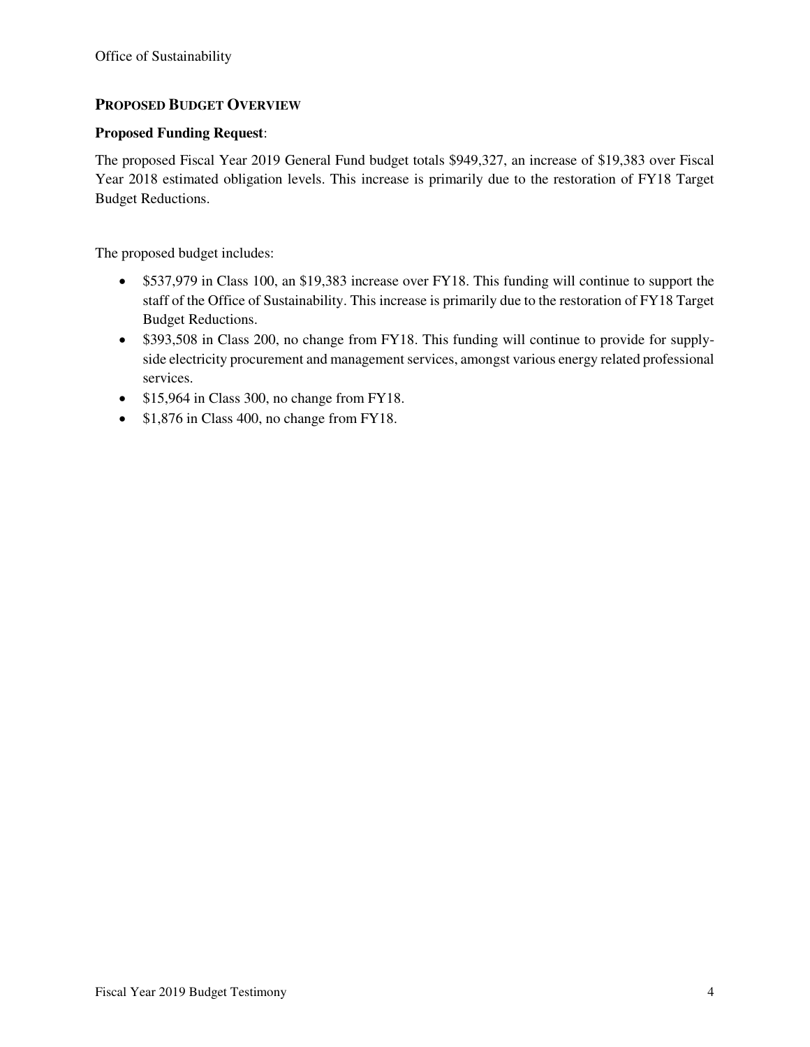## PROPOSED BUDGET OVERVIEW

**Proposed Funding Request**:

The proposed Fiscal Year 2019 General Fund budget totals $949,327, an increase of $19,383 over Fiscal Year 2018 estimated obligation levels. This increase is primarily due to the restoration of FY18 Target Budget Reductions.

The proposed budget includes:

- $537,979 in Class 100, an $19,383 increase over FY18. This funding will continue to support the staff of the Office of Sustainability. This increase is primarily due to the restoration of FY18 Target Budget Reductions.
- $393,508 in Class 200, no change from FY18. This funding will continue to provide for supply-side electricity procurement and management services, amongst various energy related professional services.
- $15,964 in Class 300, no change from FY18.
- $1,876 in Class 400, no change from FY18.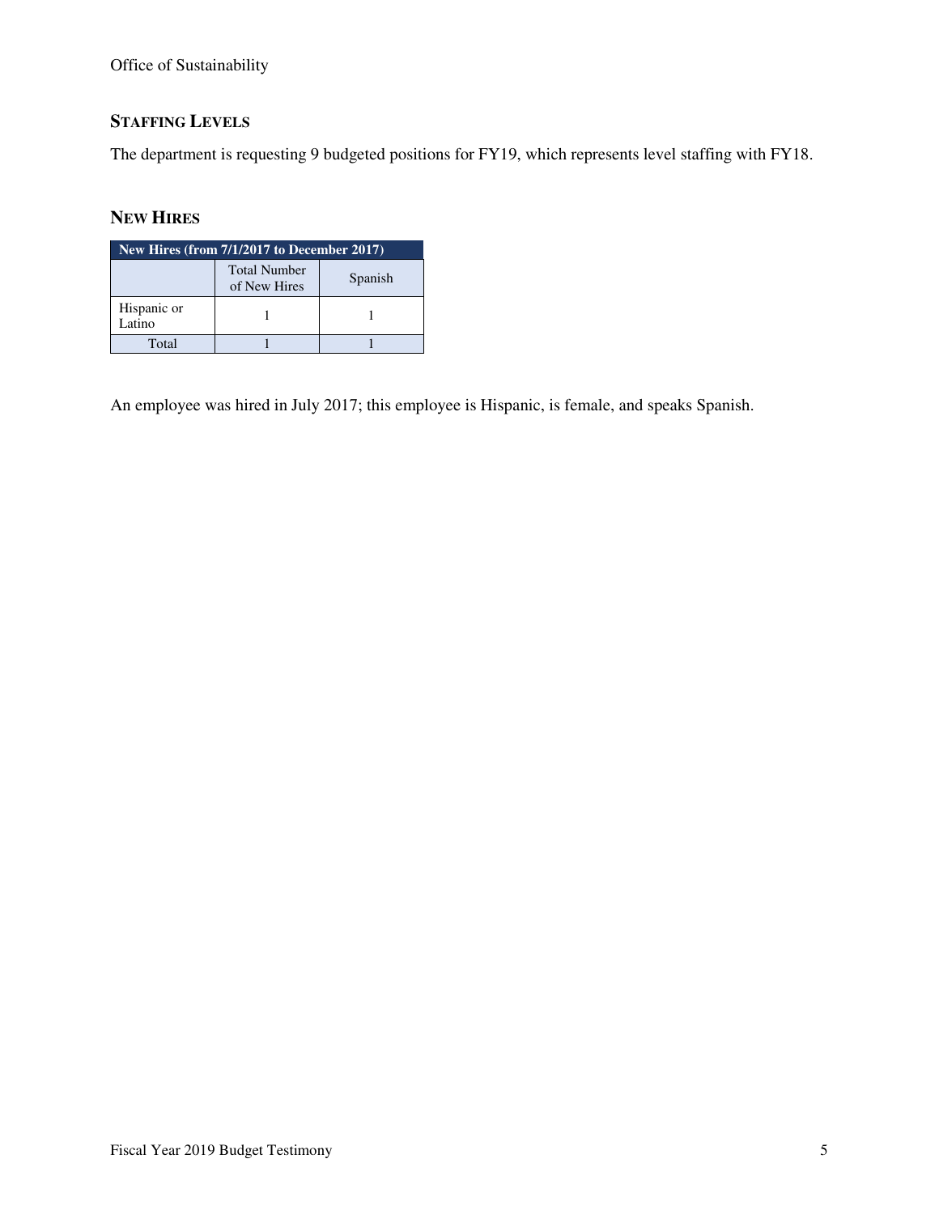## STAFFING LEVELS

The department is requesting 9 budgeted positions for FY19, which represents level staffing with FY18.

## NEW HIRES

| New Hires (from 7/1/2017 to December 2017) | | |
|---|---|---|
| | Total Number of New Hires | Spanish |
| Hispanic or Latino | 1 | 1 |
| Total | 1 | 1 |

An employee was hired in July 2017; this employee is Hispanic, is female, and speaks Spanish.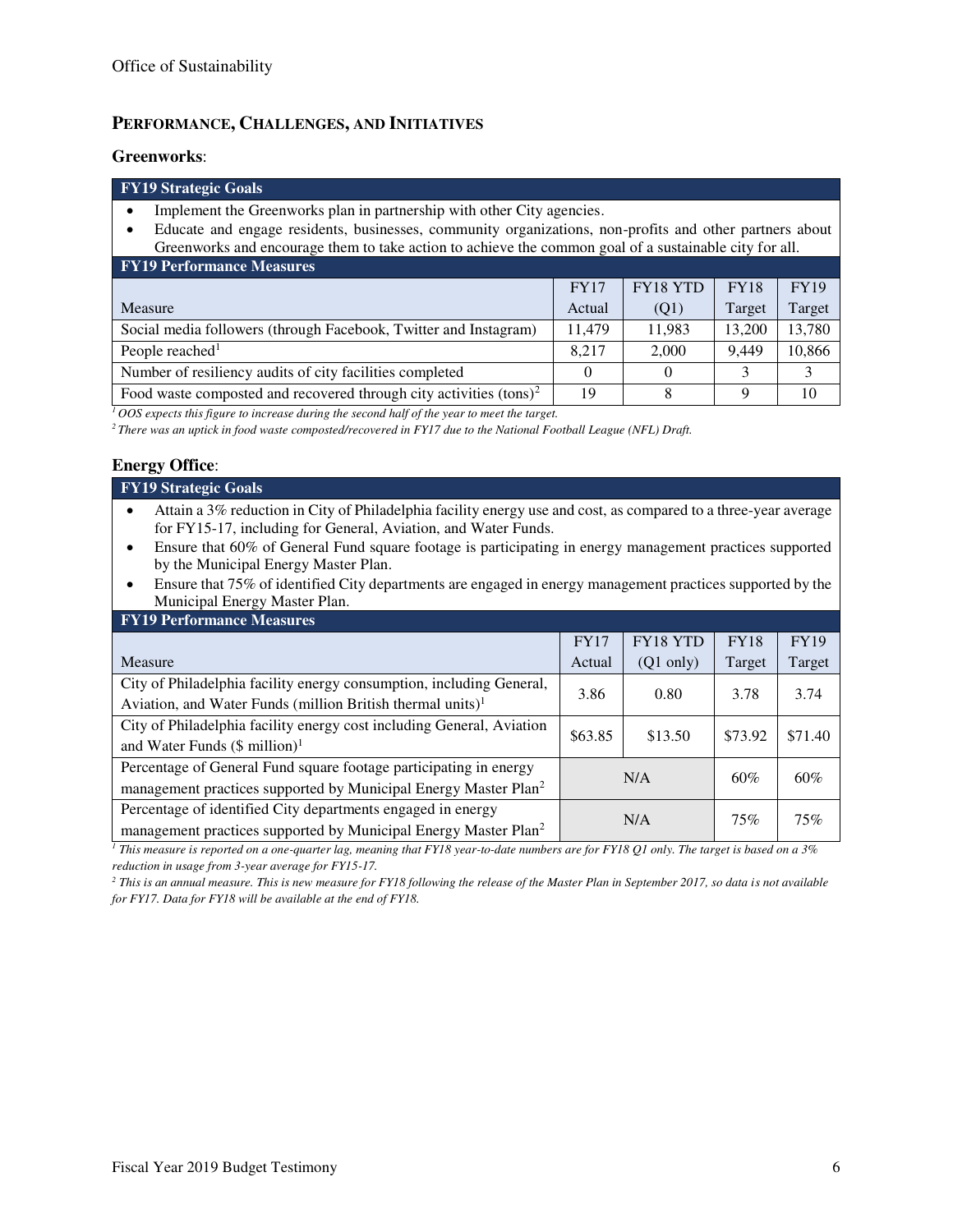## PERFORMANCE, CHALLENGES, AND INITIATIVES

### Greenworks:

**FY19 Strategic Goals**

- Implement the Greenworks plan in partnership with other City agencies.
- Educate and engage residents, businesses, community organizations, non-profits and other partners about Greenworks and encourage them to take action to achieve the common goal of a sustainable city for all.

**FY19 Performance Measures**

| Measure | FY17 Actual | FY18 YTD (Q1) | FY18 Target | FY19 Target |
|---|---|---|---|---|
| Social media followers (through Facebook, Twitter and Instagram) | 11,479 | 11,983 | 13,200 | 13,780 |
| People reached[1] | 8,217 | 2,000 | 9,449 | 10,866 |
| Number of resiliency audits of city facilities completed | 0 | 0 | 3 | 3 |
| Food waste composted and recovered through city activities (tons)[2] | 19 | 8 | 9 | 10 |

*[1] OOS expects this figure to increase during the second half of the year to meet the target.*

*[2] There was an uptick in food waste composted/recovered in FY17 due to the National Football League (NFL) Draft.*

### Energy Office:

**FY19 Strategic Goals**

- Attain a 3% reduction in City of Philadelphia facility energy use and cost, as compared to a three-year average for FY15-17, including for General, Aviation, and Water Funds.
- Ensure that 60% of General Fund square footage is participating in energy management practices supported by the Municipal Energy Master Plan.
- Ensure that 75% of identified City departments are engaged in energy management practices supported by the Municipal Energy Master Plan.

**FY19 Performance Measures**

| Measure | FY17 Actual | FY18 YTD (Q1 only) | FY18 Target | FY19 Target |
|---|---|---|---|---|
| City of Philadelphia facility energy consumption, including General, Aviation, and Water Funds (million British thermal units)[1] | 3.86 | 0.80 | 3.78 | 3.74 |
| City of Philadelphia facility energy cost including General, Aviation and Water Funds ($ million)[1] | $63.85 | $13.50 | $73.92 | $71.40 |
| Percentage of General Fund square footage participating in energy management practices supported by Municipal Energy Master Plan[2] | N/A | | 60% | 60% |
| Percentage of identified City departments engaged in energy management practices supported by Municipal Energy Master Plan[2] | N/A | | 75% | 75% |

*[1] This measure is reported on a one-quarter lag, meaning that FY18 year-to-date numbers are for FY18 Q1 only. The target is based on a 3% reduction in usage from 3-year average for FY15-17.*

*[2] This is an annual measure. This is new measure for FY18 following the release of the Master Plan in September 2017, so data is not available for FY17. Data for FY18 will be available at the end of FY18.*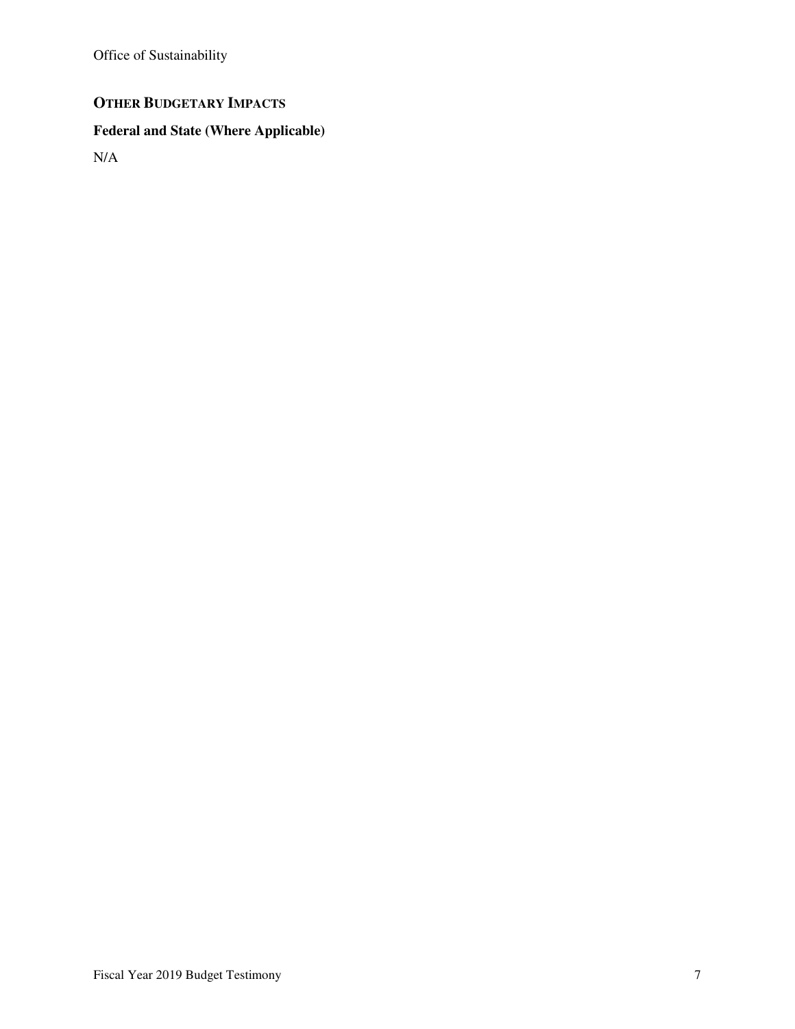## OTHER BUDGETARY IMPACTS

### Federal and State (Where Applicable)

N/A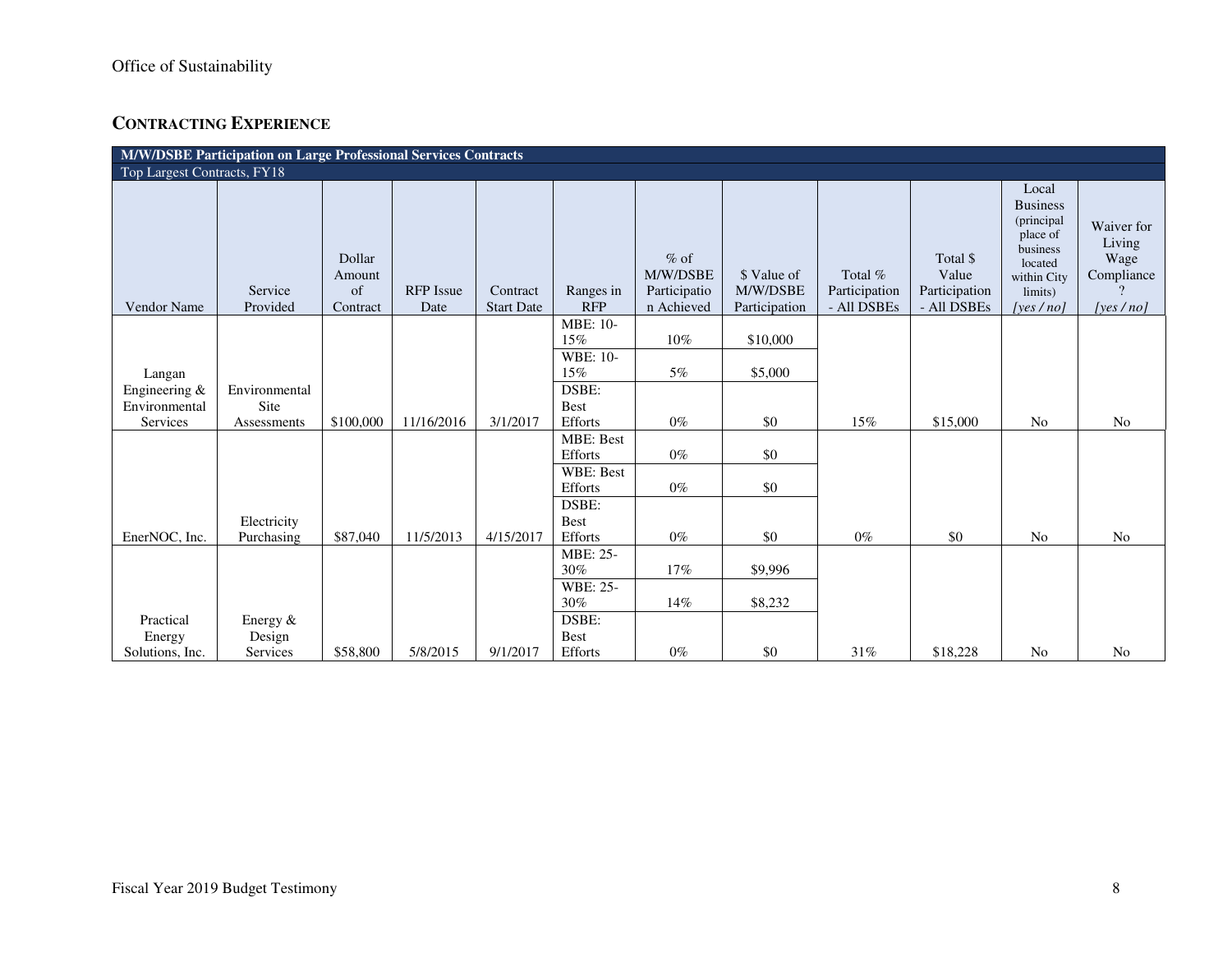## CONTRACTING EXPERIENCE

| M/W/DSBE Participation on Large Professional Services Contracts | | | | | | | | | | | |
|---|---|---|---|---|---|---|---|---|---|---|---|
| Top Largest Contracts, FY18 | | | | | | | | | | | |
| Vendor Name | Service Provided | Dollar Amount of Contract | RFP Issue Date | Contract Start Date | Ranges in RFP | % of M/W/DSBE Participation Achieved | $ Value of M/W/DSBE Participation | Total % Participation - All DSBEs | Total $ Value Participation - All DSBEs | Local Business (principal place of business located within City limits) *[yes / no]* | Waiver for Living Wage Compliance? *[yes / no]* |
| Langan Engineering & Environmental Services | Environmental Site Assessments | $100,000 | 11/16/2016 | 3/1/2017 | MBE: 10-15% | 10% | $10,000 | 15% | $15,000 | No | No |
| | | | | | WBE: 10-15% | 5% | $5,000 | | | | |
| | | | | | DSBE: Best Efforts | 0% | $0 | | | | |
| EnerNOC, Inc. | Electricity Purchasing | $87,040 | 11/5/2013 | 4/15/2017 | MBE: Best Efforts | 0% | $0 | 0% | $0 | No | No |
| | | | | | WBE: Best Efforts | 0% | $0 | | | | |
| | | | | | DSBE: Best Efforts | 0% | $0 | | | | |
| Practical Energy Solutions, Inc. | Energy & Design Services | $58,800 | 5/8/2015 | 9/1/2017 | MBE: 25-30% | 17% | $9,996 | 31% | $18,228 | No | No |
| | | | | | WBE: 25-30% | 14% | $8,232 | | | | |
| | | | | | DSBE: Best Efforts | 0% | $0 | | | | |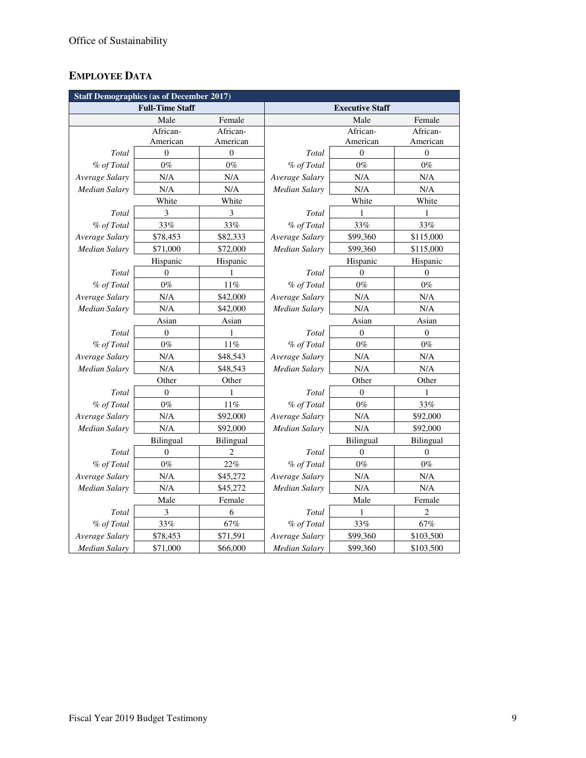## EMPLOYEE DATA

| Staff Demographics (as of December 2017) | | | | | |
|---|---|---|---|---|---|
| Full-Time Staff | | | Executive Staff | | |
| | Male | Female | | Male | Female |
| | African-American | African-American | | African-American | African-American |
| *Total* | 0 | 0 | *Total* | 0 | 0 |
| *% of Total* | 0% | 0% | *% of Total* | 0% | 0% |
| *Average Salary* | N/A | N/A | *Average Salary* | N/A | N/A |
| *Median Salary* | N/A | N/A | *Median Salary* | N/A | N/A |
| | White | White | | White | White |
| *Total* | 3 | 3 | *Total* | 1 | 1 |
| *% of Total* | 33% | 33% | *% of Total* | 33% | 33% |
| *Average Salary* | $78,453 | $82,333 | *Average Salary* | $99,360 | $115,000 |
| *Median Salary* | $71,000 | $72,000 | *Median Salary* | $99,360 | $115,000 |
| | Hispanic | Hispanic | | Hispanic | Hispanic |
| *Total* | 0 | 1 | *Total* | 0 | 0 |
| *% of Total* | 0% | 11% | *% of Total* | 0% | 0% |
| *Average Salary* | N/A | $42,000 | *Average Salary* | N/A | N/A |
| *Median Salary* | N/A | $42,000 | *Median Salary* | N/A | N/A |
| | Asian | Asian | | Asian | Asian |
| *Total* | 0 | 1 | *Total* | 0 | 0 |
| *% of Total* | 0% | 11% | *% of Total* | 0% | 0% |
| *Average Salary* | N/A | $48,543 | *Average Salary* | N/A | N/A |
| *Median Salary* | N/A | $48,543 | *Median Salary* | N/A | N/A |
| | Other | Other | | Other | Other |
| *Total* | 0 | 1 | *Total* | 0 | 1 |
| *% of Total* | 0% | 11% | *% of Total* | 0% | 33% |
| *Average Salary* | N/A | $92,000 | *Average Salary* | N/A | $92,000 |
| *Median Salary* | N/A | $92,000 | *Median Salary* | N/A | $92,000 |
| | Bilingual | Bilingual | | Bilingual | Bilingual |
| *Total* | 0 | 2 | *Total* | 0 | 0 |
| *% of Total* | 0% | 22% | *% of Total* | 0% | 0% |
| *Average Salary* | N/A | $45,272 | *Average Salary* | N/A | N/A |
| *Median Salary* | N/A | $45,272 | *Median Salary* | N/A | N/A |
| | Male | Female | | Male | Female |
| *Total* | 3 | 6 | *Total* | 1 | 2 |
| *% of Total* | 33% | 67% | *% of Total* | 33% | 67% |
| *Average Salary* | $78,453 | $71,591 | *Average Salary* | $99,360 | $103,500 |
| *Median Salary* | $71,000 | $66,000 | *Median Salary* | $99,360 | $103,500 |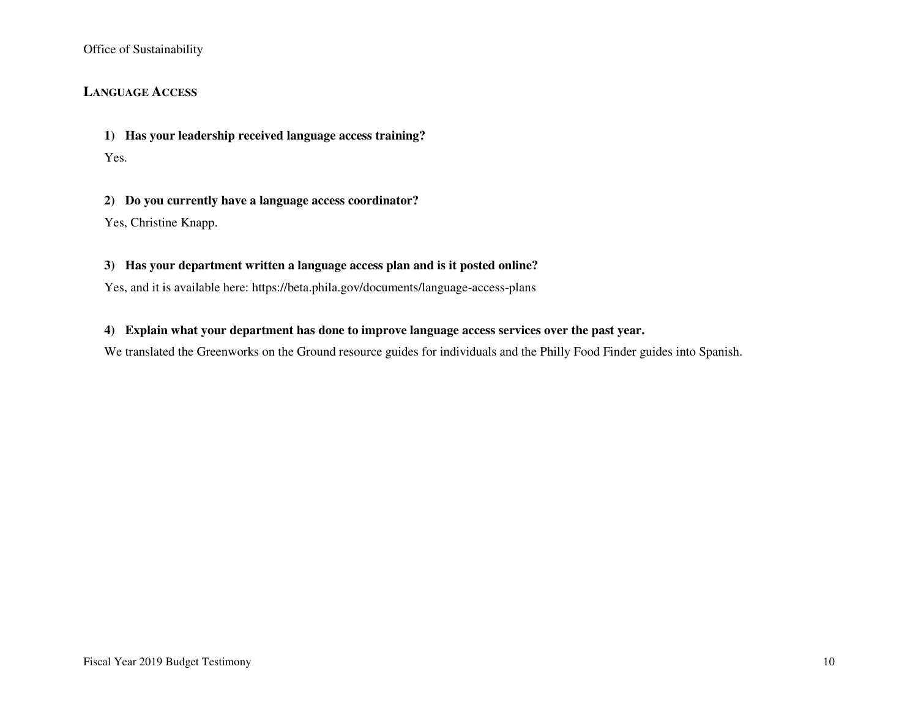## LANGUAGE ACCESS

**1) Has your leadership received language access training?**

Yes.

**2) Do you currently have a language access coordinator?**

Yes, Christine Knapp.

**3) Has your department written a language access plan and is it posted online?**

Yes, and it is available here: https://beta.phila.gov/documents/language-access-plans

**4) Explain what your department has done to improve language access services over the past year.**

We translated the Greenworks on the Ground resource guides for individuals and the Philly Food Finder guides into Spanish.